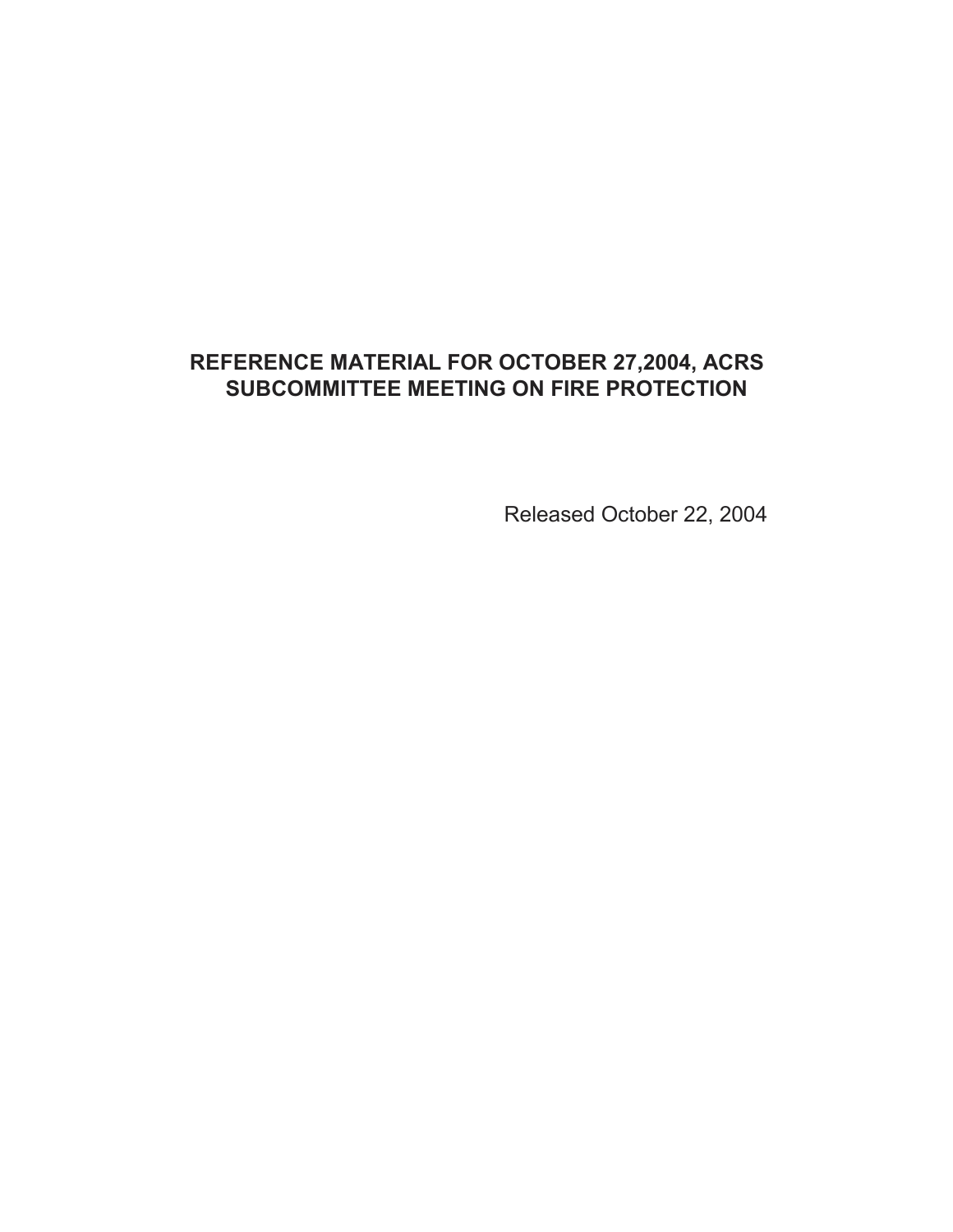# REFERENCE MATERIAL FOR OCTOBER 27,2004, ACRS SUBCOMMITTEE MEETING ON FIRE PROTECTION

Released October 22, 2004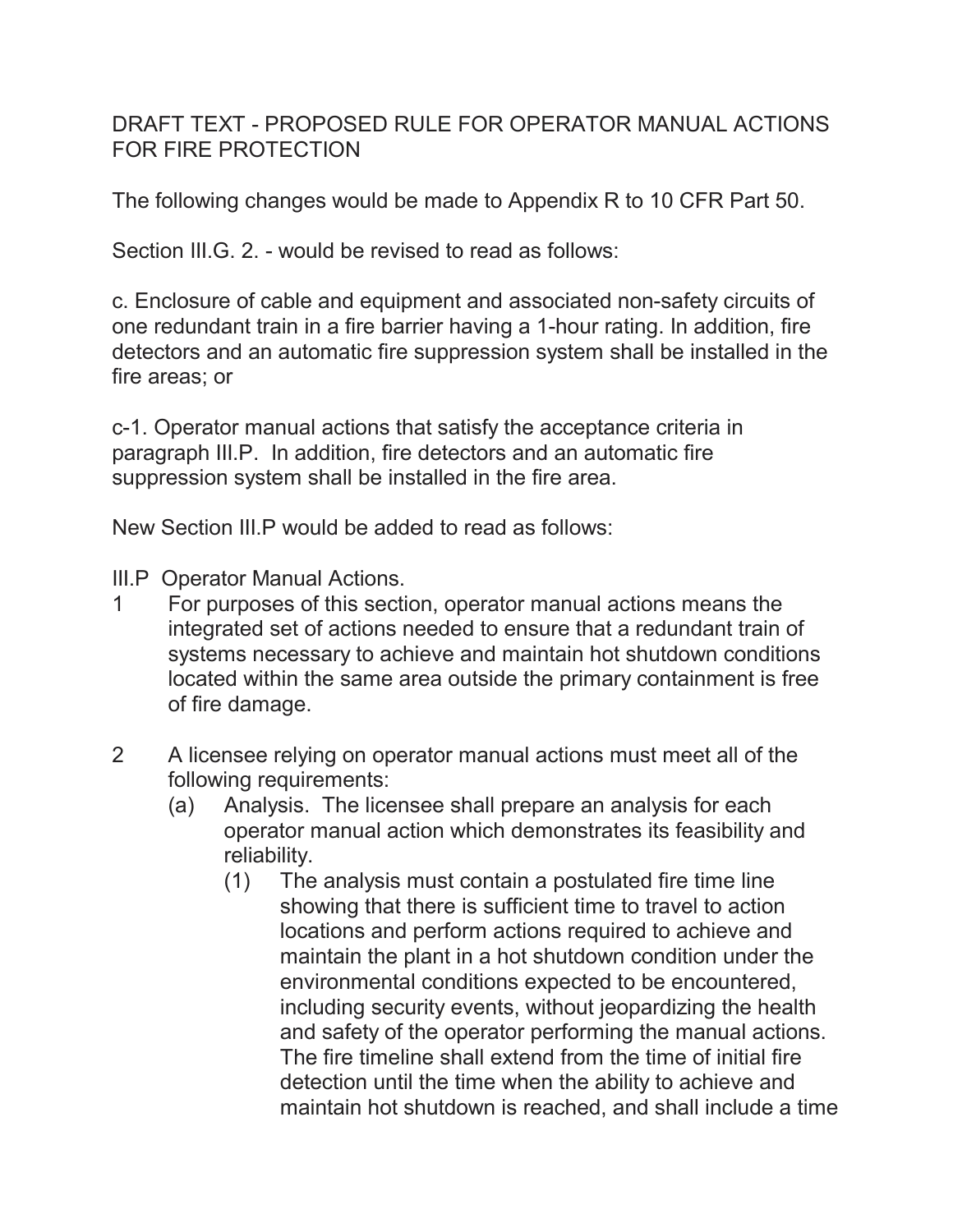DRAFT TEXT - PROPOSED RULE FOR OPERATOR MANUAL ACTIONS FOR FIRE PROTECTION

The following changes would be made to Appendix R to 10 CFR Part 50.

Section III.G. 2. - would be revised to read as follows:

c. Enclosure of cable and equipment and associated non-safety circuits of one redundant train in a fire barrier having a 1-hour rating. In addition, fire detectors and an automatic fire suppression system shall be installed in the fire areas; or

c-1. Operator manual actions that satisfy the acceptance criteria in paragraph III.P. In addition, fire detectors and an automatic fire suppression system shall be installed in the fire area.

New Section III.P would be added to read as follows:

III.P Operator Manual Actions.

1. For purposes of this section, operator manual actions means the integrated set of actions needed to ensure that a redundant train of systems necessary to achieve and maintain hot shutdown conditions located within the same area outside the primary containment is free of fire damage.

2. A licensee relying on operator manual actions must meet all of the following requirements:
   - (a) Analysis. The licensee shall prepare an analysis for each operator manual action which demonstrates its feasibility and reliability.
     - (1) The analysis must contain a postulated fire time line showing that there is sufficient time to travel to action locations and perform actions required to achieve and maintain the plant in a hot shutdown condition under the environmental conditions expected to be encountered, including security events, without jeopardizing the health and safety of the operator performing the manual actions. The fire timeline shall extend from the time of initial fire detection until the time when the ability to achieve and maintain hot shutdown is reached, and shall include a time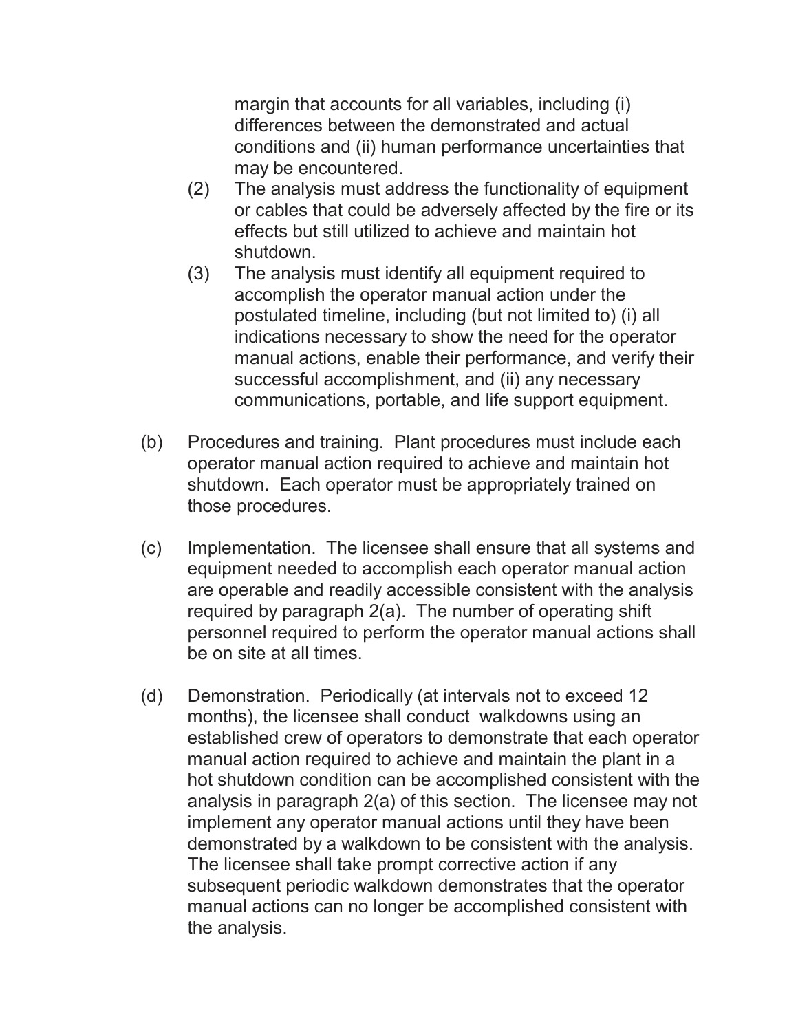margin that accounts for all variables, including (i) differences between the demonstrated and actual conditions and (ii) human performance uncertainties that may be encountered.

(2) The analysis must address the functionality of equipment or cables that could be adversely affected by the fire or its effects but still utilized to achieve and maintain hot shutdown.

(3) The analysis must identify all equipment required to accomplish the operator manual action under the postulated timeline, including (but not limited to) (i) all indications necessary to show the need for the operator manual actions, enable their performance, and verify their successful accomplishment, and (ii) any necessary communications, portable, and life support equipment.

(b) Procedures and training. Plant procedures must include each operator manual action required to achieve and maintain hot shutdown. Each operator must be appropriately trained on those procedures.

(c) Implementation. The licensee shall ensure that all systems and equipment needed to accomplish each operator manual action are operable and readily accessible consistent with the analysis required by paragraph 2(a). The number of operating shift personnel required to perform the operator manual actions shall be on site at all times.

(d) Demonstration. Periodically (at intervals not to exceed 12 months), the licensee shall conduct walkdowns using an established crew of operators to demonstrate that each operator manual action required to achieve and maintain the plant in a hot shutdown condition can be accomplished consistent with the analysis in paragraph 2(a) of this section. The licensee may not implement any operator manual actions until they have been demonstrated by a walkdown to be consistent with the analysis. The licensee shall take prompt corrective action if any subsequent periodic walkdown demonstrates that the operator manual actions can no longer be accomplished consistent with the analysis.